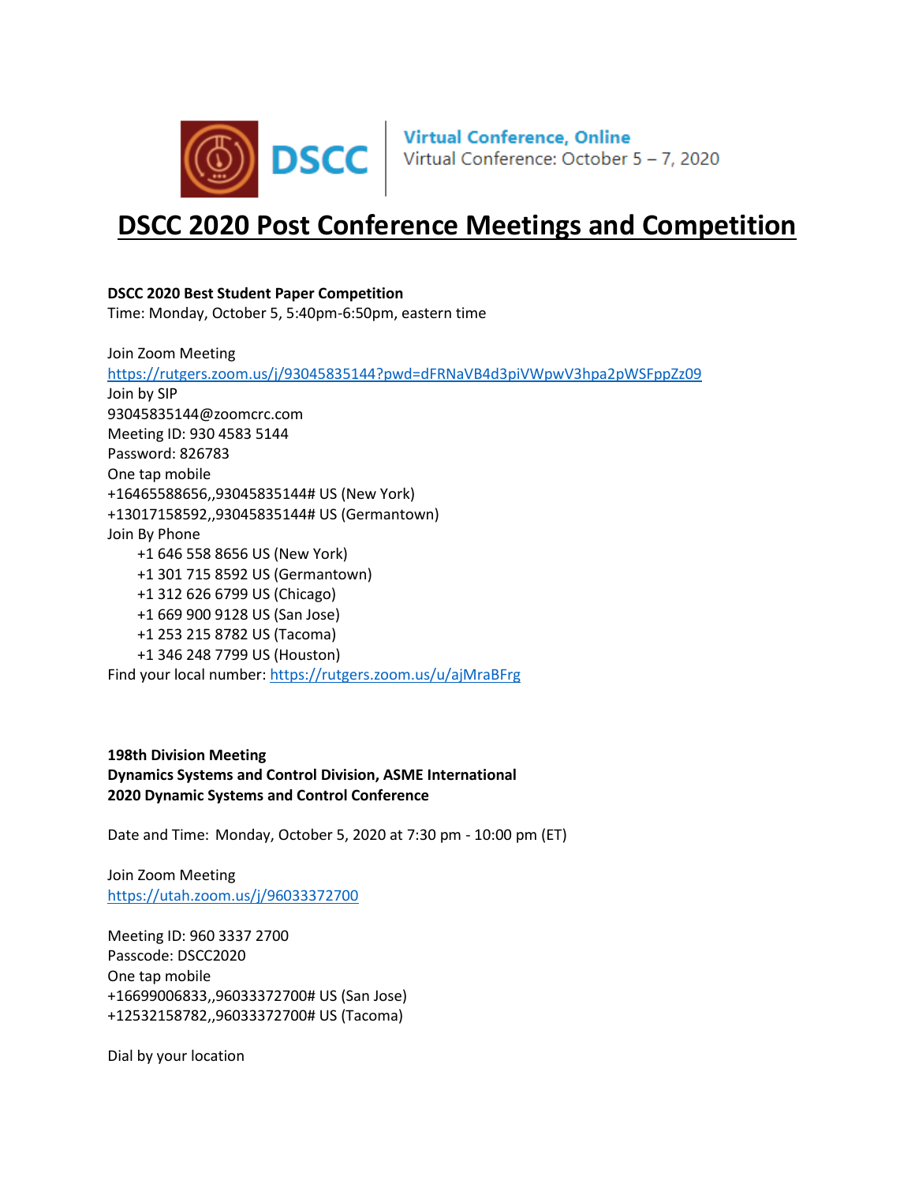DSCC | Virtual Conference, Online
Virtual Conference: October 5 – 7, 2020

# DSCC 2020 Post Conference Meetings and Competition

**DSCC 2020 Best Student Paper Competition**
Time: Monday, October 5, 5:40pm-6:50pm, eastern time

Join Zoom Meeting
https://rutgers.zoom.us/j/93045835144?pwd=dFRNaVB4d3piVWpwV3hpa2pWSFppZz09
Join by SIP
93045835144@zoomcrc.com
Meeting ID: 930 4583 5144
Password: 826783
One tap mobile
+16465588656,,93045835144# US (New York)
+13017158592,,93045835144# US (Germantown)
Join By Phone
+1 646 558 8656 US (New York)
+1 301 715 8592 US (Germantown)
+1 312 626 6799 US (Chicago)
+1 669 900 9128 US (San Jose)
+1 253 215 8782 US (Tacoma)
+1 346 248 7799 US (Houston)
Find your local number: https://rutgers.zoom.us/u/ajMraBFrg

**198th Division Meeting**
**Dynamics Systems and Control Division, ASME International**
**2020 Dynamic Systems and Control Conference**

Date and Time: Monday, October 5, 2020 at 7:30 pm - 10:00 pm (ET)

Join Zoom Meeting
https://utah.zoom.us/j/96033372700

Meeting ID: 960 3337 2700
Passcode: DSCC2020
One tap mobile
+16699006833,,96033372700# US (San Jose)
+12532158782,,96033372700# US (Tacoma)

Dial by your location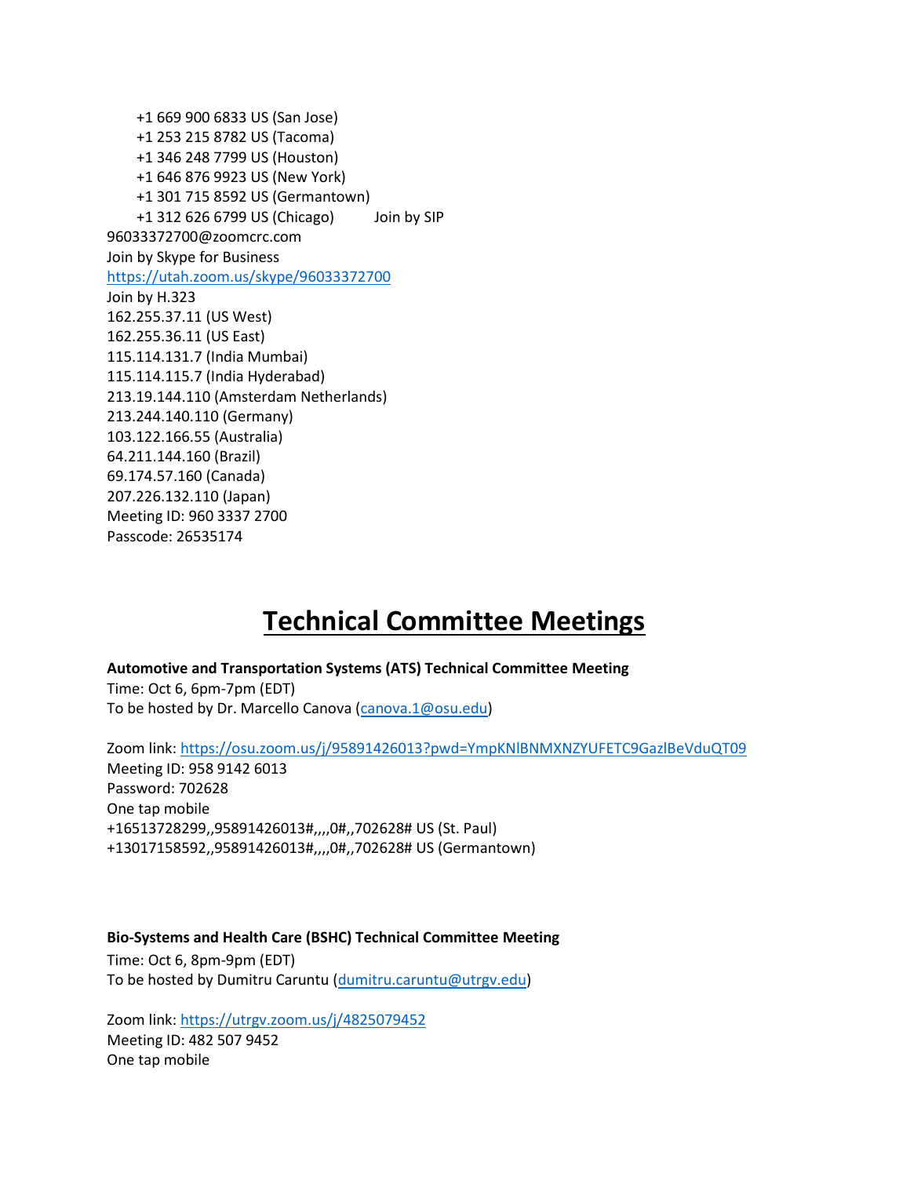+1 669 900 6833 US (San Jose)
+1 253 215 8782 US (Tacoma)
+1 346 248 7799 US (Houston)
+1 646 876 9923 US (New York)
+1 301 715 8592 US (Germantown)
+1 312 626 6799 US (Chicago)        Join by SIP
96033372700@zoomcrc.com
Join by Skype for Business
https://utah.zoom.us/skype/96033372700
Join by H.323
162.255.37.11 (US West)
162.255.36.11 (US East)
115.114.131.7 (India Mumbai)
115.114.115.7 (India Hyderabad)
213.19.144.110 (Amsterdam Netherlands)
213.244.140.110 (Germany)
103.122.166.55 (Australia)
64.211.144.160 (Brazil)
69.174.57.160 (Canada)
207.226.132.110 (Japan)
Meeting ID: 960 3337 2700
Passcode: 26535174

# Technical Committee Meetings

**Automotive and Transportation Systems (ATS) Technical Committee Meeting**
Time: Oct 6, 6pm-7pm (EDT)
To be hosted by Dr. Marcello Canova (canova.1@osu.edu)

Zoom link: https://osu.zoom.us/j/95891426013?pwd=YmpKNlBNMXNZYUFETC9GazlBeVduQT09
Meeting ID: 958 9142 6013
Password: 702628
One tap mobile
+16513728299,,95891426013#,,,,0#,,702628# US (St. Paul)
+13017158592,,95891426013#,,,,0#,,702628# US (Germantown)

**Bio-Systems and Health Care (BSHC) Technical Committee Meeting**
Time: Oct 6, 8pm-9pm (EDT)
To be hosted by Dumitru Caruntu (dumitru.caruntu@utrgv.edu)

Zoom link: https://utrgv.zoom.us/j/4825079452
Meeting ID: 482 507 9452
One tap mobile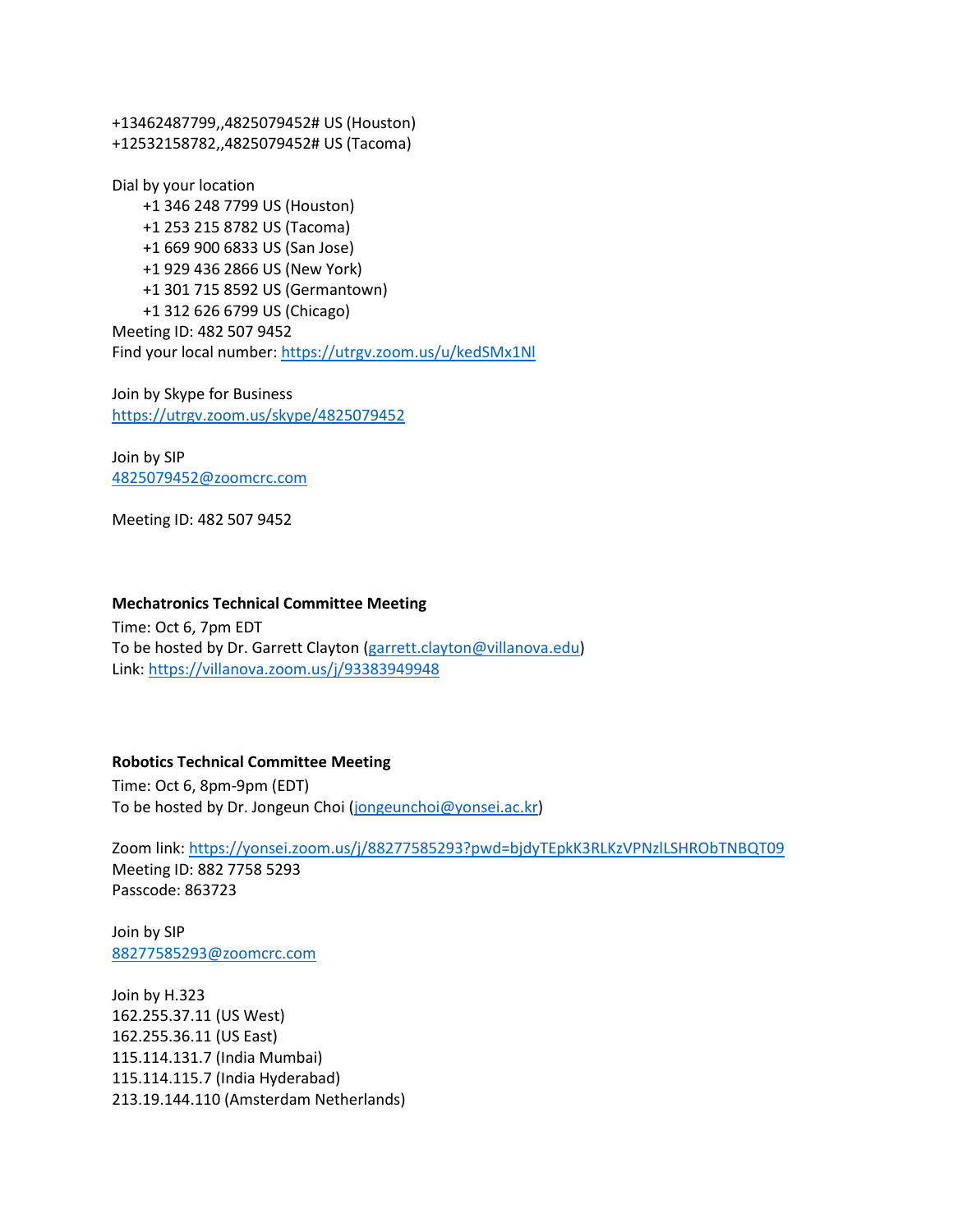+13462487799,,4825079452# US (Houston)
+12532158782,,4825079452# US (Tacoma)

Dial by your location

- +1 346 248 7799 US (Houston)
- +1 253 215 8782 US (Tacoma)
- +1 669 900 6833 US (San Jose)
- +1 929 436 2866 US (New York)
- +1 301 715 8592 US (Germantown)
- +1 312 626 6799 US (Chicago)

Meeting ID: 482 507 9452
Find your local number: https://utrgv.zoom.us/u/kedSMx1Nl

Join by Skype for Business
https://utrgv.zoom.us/skype/4825079452

Join by SIP
4825079452@zoomcrc.com

Meeting ID: 482 507 9452

**Mechatronics Technical Committee Meeting**

Time: Oct 6, 7pm EDT
To be hosted by Dr. Garrett Clayton (garrett.clayton@villanova.edu)
Link: https://villanova.zoom.us/j/93383949948

**Robotics Technical Committee Meeting**

Time: Oct 6, 8pm-9pm (EDT)
To be hosted by Dr. Jongeun Choi (jongeunchoi@yonsei.ac.kr)

Zoom link: https://yonsei.zoom.us/j/88277585293?pwd=bjdyTEpkK3RLKzVPNzlLSHRObTNBQT09
Meeting ID: 882 7758 5293
Passcode: 863723

Join by SIP
88277585293@zoomcrc.com

Join by H.323
162.255.37.11 (US West)
162.255.36.11 (US East)
115.114.131.7 (India Mumbai)
115.114.115.7 (India Hyderabad)
213.19.144.110 (Amsterdam Netherlands)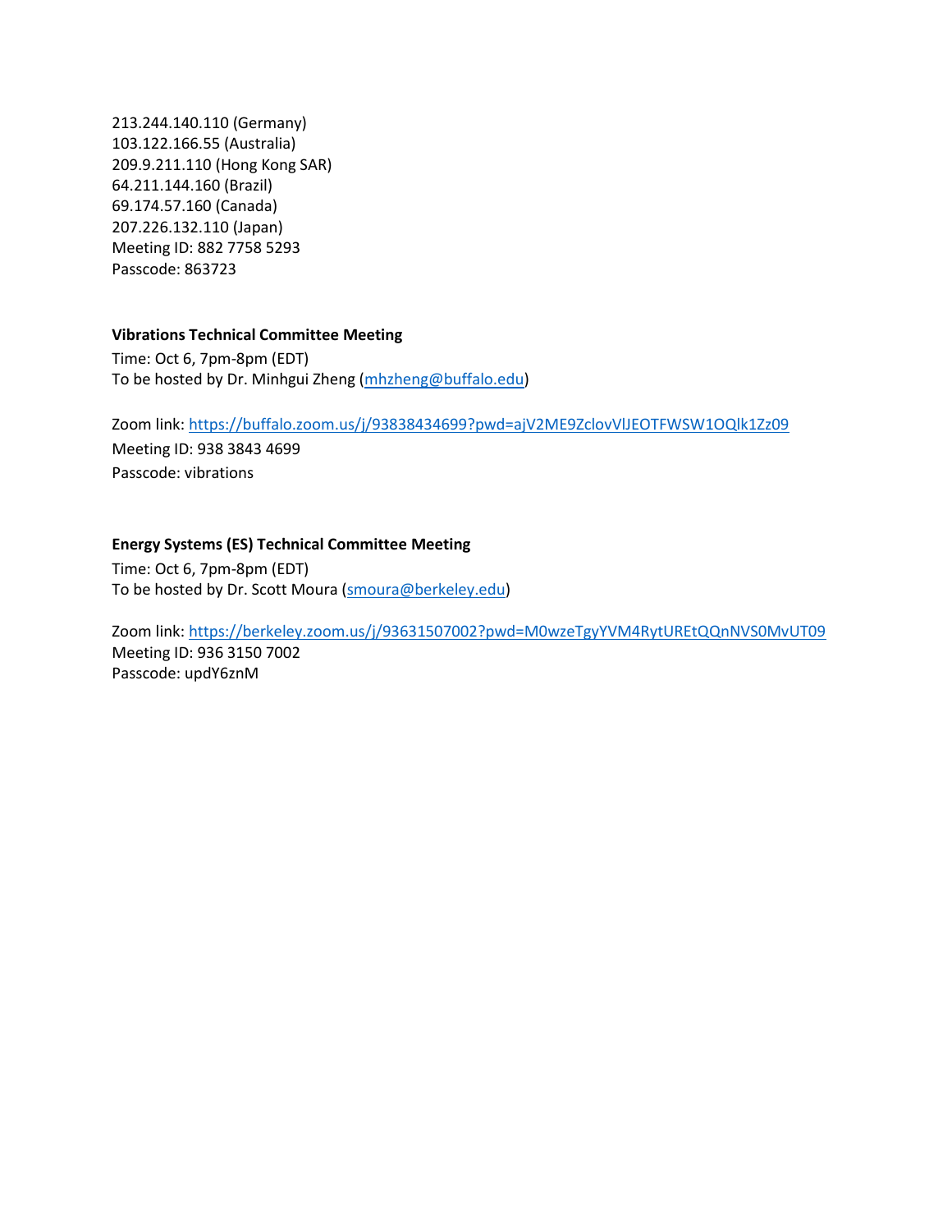213.244.140.110 (Germany)
103.122.166.55 (Australia)
209.9.211.110 (Hong Kong SAR)
64.211.144.160 (Brazil)
69.174.57.160 (Canada)
207.226.132.110 (Japan)
Meeting ID: 882 7758 5293
Passcode: 863723

**Vibrations Technical Committee Meeting**

Time: Oct 6, 7pm-8pm (EDT)
To be hosted by Dr. Minhgui Zheng (mhzheng@buffalo.edu)

Zoom link: https://buffalo.zoom.us/j/93838434699?pwd=ajV2ME9ZclovVlJEOTFWSW1OQlk1Zz09
Meeting ID: 938 3843 4699
Passcode: vibrations

**Energy Systems (ES) Technical Committee Meeting**

Time: Oct 6, 7pm-8pm (EDT)
To be hosted by Dr. Scott Moura (smoura@berkeley.edu)

Zoom link: https://berkeley.zoom.us/j/93631507002?pwd=M0wzeTgyYVM4RytUREtQQnNVS0MvUT09
Meeting ID: 936 3150 7002
Passcode: updY6znM